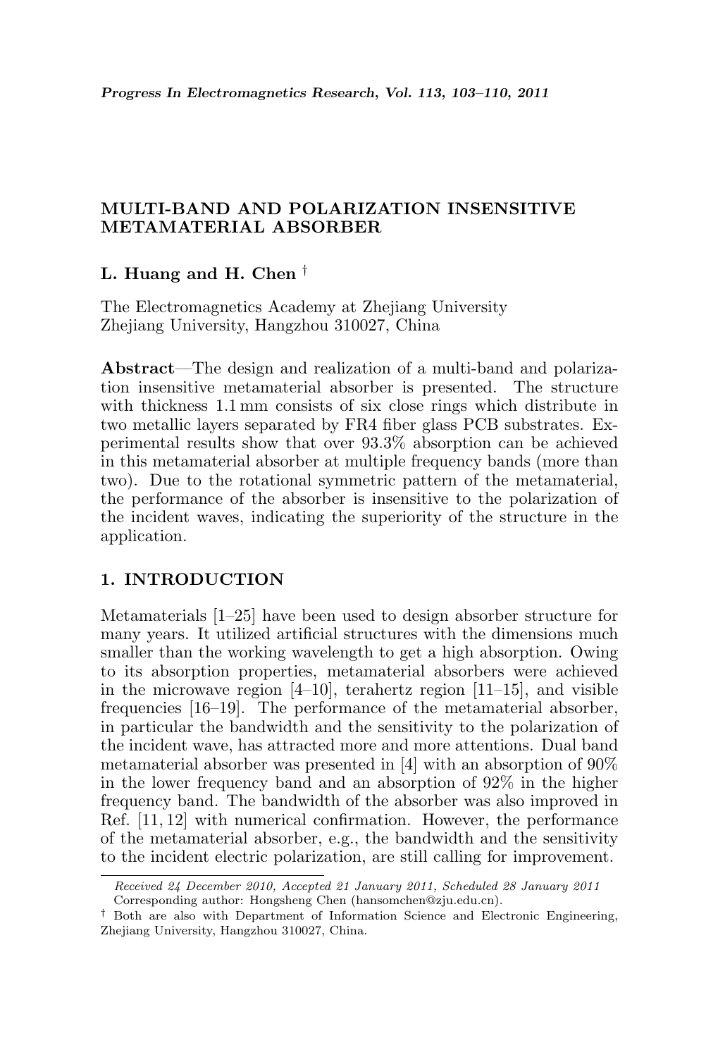# MULTI-BAND AND POLARIZATION INSENSITIVE METAMATERIAL ABSORBER

**L. Huang and H. Chen** †

The Electromagnetics Academy at Zhejiang University
Zhejiang University, Hangzhou 310027, China

**Abstract**—The design and realization of a multi-band and polarization insensitive metamaterial absorber is presented. The structure with thickness 1.1 mm consists of six close rings which distribute in two metallic layers separated by FR4 fiber glass PCB substrates. Experimental results show that over 93.3% absorption can be achieved in this metamaterial absorber at multiple frequency bands (more than two). Due to the rotational symmetric pattern of the metamaterial, the performance of the absorber is insensitive to the polarization of the incident waves, indicating the superiority of the structure in the application.

## 1. INTRODUCTION

Metamaterials [1–25] have been used to design absorber structure for many years. It utilized artificial structures with the dimensions much smaller than the working wavelength to get a high absorption. Owing to its absorption properties, metamaterial absorbers were achieved in the microwave region [4–10], terahertz region [11–15], and visible frequencies [16–19]. The performance of the metamaterial absorber, in particular the bandwidth and the sensitivity to the polarization of the incident wave, has attracted more and more attentions. Dual band metamaterial absorber was presented in [4] with an absorption of 90% in the lower frequency band and an absorption of 92% in the higher frequency band. The bandwidth of the absorber was also improved in Ref. [11, 12] with numerical confirmation. However, the performance of the metamaterial absorber, e.g., the bandwidth and the sensitivity to the incident electric polarization, are still calling for improvement.

---

*Received 24 December 2010, Accepted 21 January 2011, Scheduled 28 January 2011*
Corresponding author: Hongsheng Chen (hansomchen@zju.edu.cn).
† Both are also with Department of Information Science and Electronic Engineering, Zhejiang University, Hangzhou 310027, China.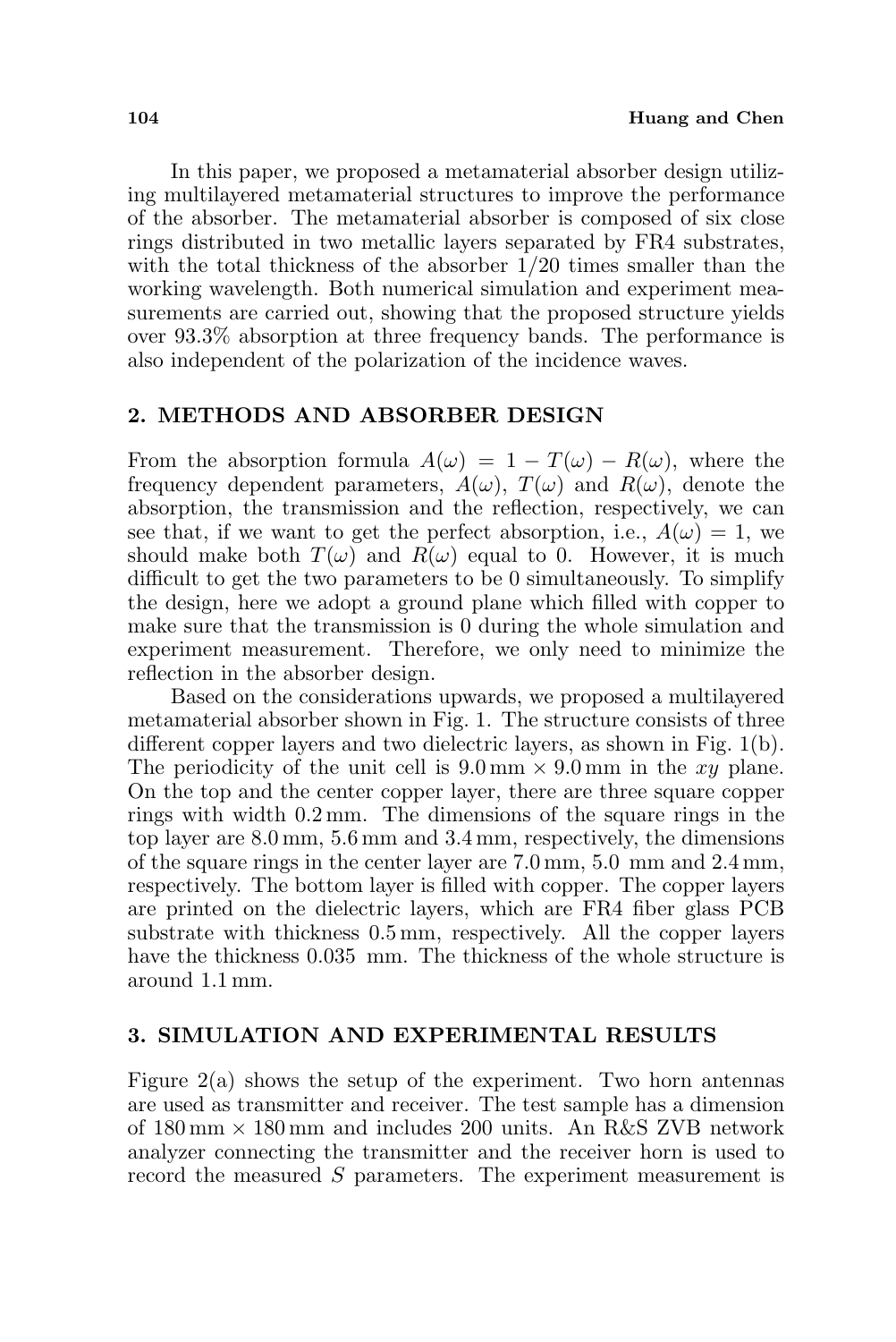In this paper, we proposed a metamaterial absorber design utilizing multilayered metamaterial structures to improve the performance of the absorber. The metamaterial absorber is composed of six close rings distributed in two metallic layers separated by FR4 substrates, with the total thickness of the absorber 1/20 times smaller than the working wavelength. Both numerical simulation and experiment measurements are carried out, showing that the proposed structure yields over 93.3% absorption at three frequency bands. The performance is also independent of the polarization of the incidence waves.

## 2. METHODS AND ABSORBER DESIGN

From the absorption formula $A(\omega) = 1 - T(\omega) - R(\omega)$, where the frequency dependent parameters, $A(\omega)$, $T(\omega)$ and $R(\omega)$, denote the absorption, the transmission and the reflection, respectively, we can see that, if we want to get the perfect absorption, i.e., $A(\omega) = 1$, we should make both $T(\omega)$ and $R(\omega)$ equal to 0. However, it is much difficult to get the two parameters to be 0 simultaneously. To simplify the design, here we adopt a ground plane which filled with copper to make sure that the transmission is 0 during the whole simulation and experiment measurement. Therefore, we only need to minimize the reflection in the absorber design.

Based on the considerations upwards, we proposed a multilayered metamaterial absorber shown in Fig. 1. The structure consists of three different copper layers and two dielectric layers, as shown in Fig. 1(b). The periodicity of the unit cell is 9.0 mm × 9.0 mm in the $xy$ plane. On the top and the center copper layer, there are three square copper rings with width 0.2 mm. The dimensions of the square rings in the top layer are 8.0 mm, 5.6 mm and 3.4 mm, respectively, the dimensions of the square rings in the center layer are 7.0 mm, 5.0 mm and 2.4 mm, respectively. The bottom layer is filled with copper. The copper layers are printed on the dielectric layers, which are FR4 fiber glass PCB substrate with thickness 0.5 mm, respectively. All the copper layers have the thickness 0.035 mm. The thickness of the whole structure is around 1.1 mm.

## 3. SIMULATION AND EXPERIMENTAL RESULTS

Figure 2(a) shows the setup of the experiment. Two horn antennas are used as transmitter and receiver. The test sample has a dimension of 180 mm × 180 mm and includes 200 units. An R&S ZVB network analyzer connecting the transmitter and the receiver horn is used to record the measured $S$ parameters. The experiment measurement is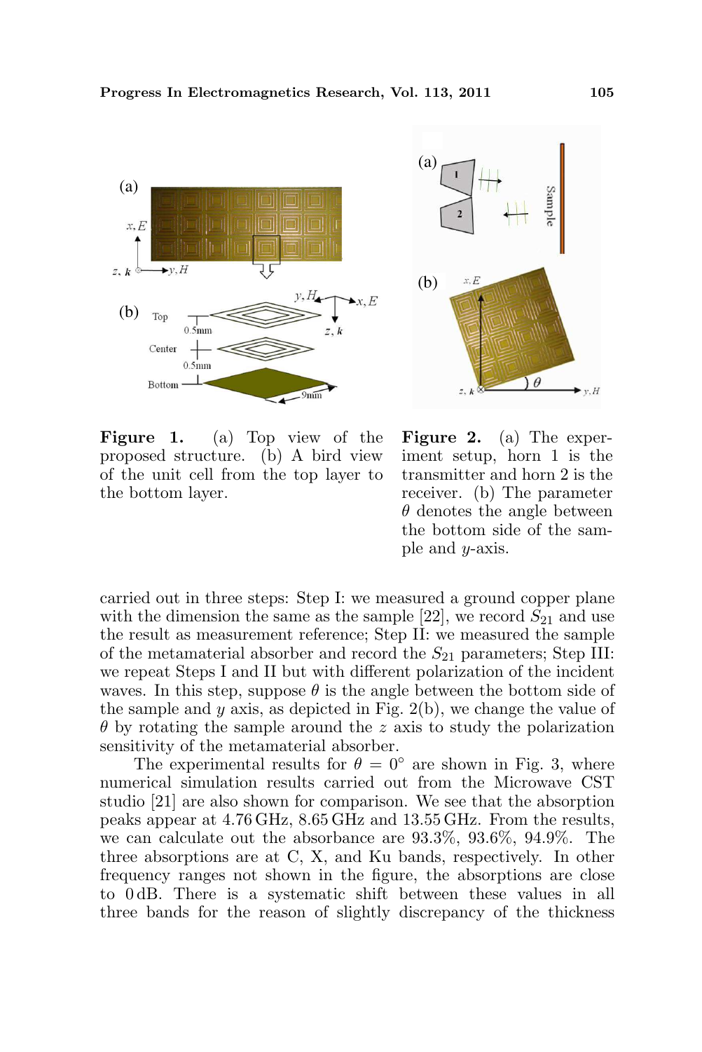**Figure 1.** (a) Top view of the proposed structure. (b) A bird view of the unit cell from the top layer to the bottom layer.

**Figure 2.** (a) The experiment setup, horn 1 is the transmitter and horn 2 is the receiver. (b) The parameter $\theta$ denotes the angle between the bottom side of the sample and $y$-axis.

carried out in three steps: Step I: we measured a ground copper plane with the dimension the same as the sample [22], we record $S_{21}$ and use the result as measurement reference; Step II: we measured the sample of the metamaterial absorber and record the $S_{21}$ parameters; Step III: we repeat Steps I and II but with different polarization of the incident waves. In this step, suppose $\theta$ is the angle between the bottom side of the sample and $y$ axis, as depicted in Fig. 2(b), we change the value of $\theta$ by rotating the sample around the $z$ axis to study the polarization sensitivity of the metamaterial absorber.

The experimental results for $\theta = 0°$ are shown in Fig. 3, where numerical simulation results carried out from the Microwave CST studio [21] are also shown for comparison. We see that the absorption peaks appear at 4.76 GHz, 8.65 GHz and 13.55 GHz. From the results, we can calculate out the absorbance are 93.3%, 93.6%, 94.9%. The three absorptions are at C, X, and Ku bands, respectively. In other frequency ranges not shown in the figure, the absorptions are close to 0 dB. There is a systematic shift between these values in all three bands for the reason of slightly discrepancy of the thickness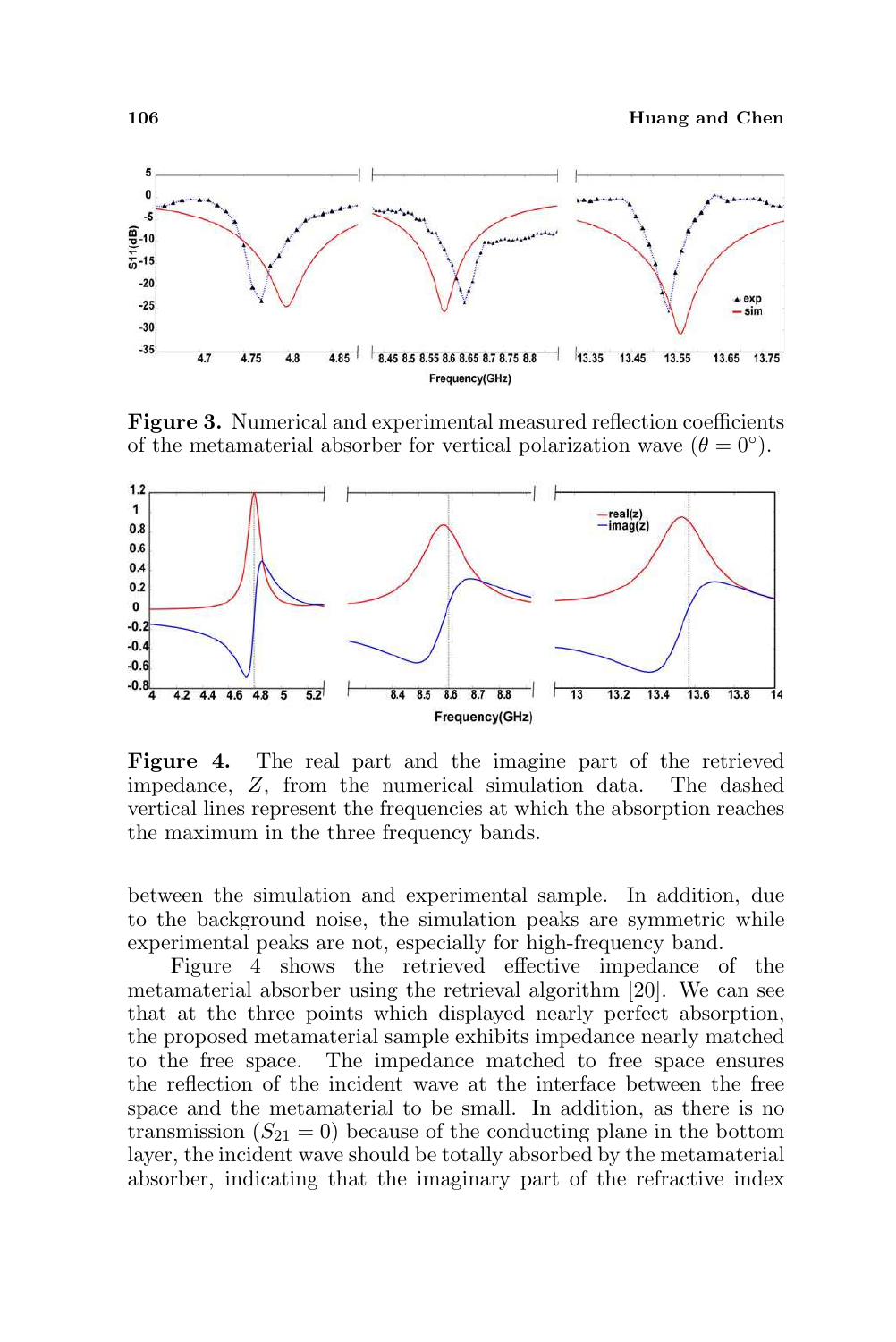**Figure 3.** Numerical and experimental measured reflection coefficients of the metamaterial absorber for vertical polarization wave ($\theta = 0°$).

**Figure 4.** The real part and the imagine part of the retrieved impedance, $Z$, from the numerical simulation data. The dashed vertical lines represent the frequencies at which the absorption reaches the maximum in the three frequency bands.

between the simulation and experimental sample. In addition, due to the background noise, the simulation peaks are symmetric while experimental peaks are not, especially for high-frequency band.

Figure 4 shows the retrieved effective impedance of the metamaterial absorber using the retrieval algorithm [20]. We can see that at the three points which displayed nearly perfect absorption, the proposed metamaterial sample exhibits impedance nearly matched to the free space. The impedance matched to free space ensures the reflection of the incident wave at the interface between the free space and the metamaterial to be small. In addition, as there is no transmission ($S_{21} = 0$) because of the conducting plane in the bottom layer, the incident wave should be totally absorbed by the metamaterial absorber, indicating that the imaginary part of the refractive index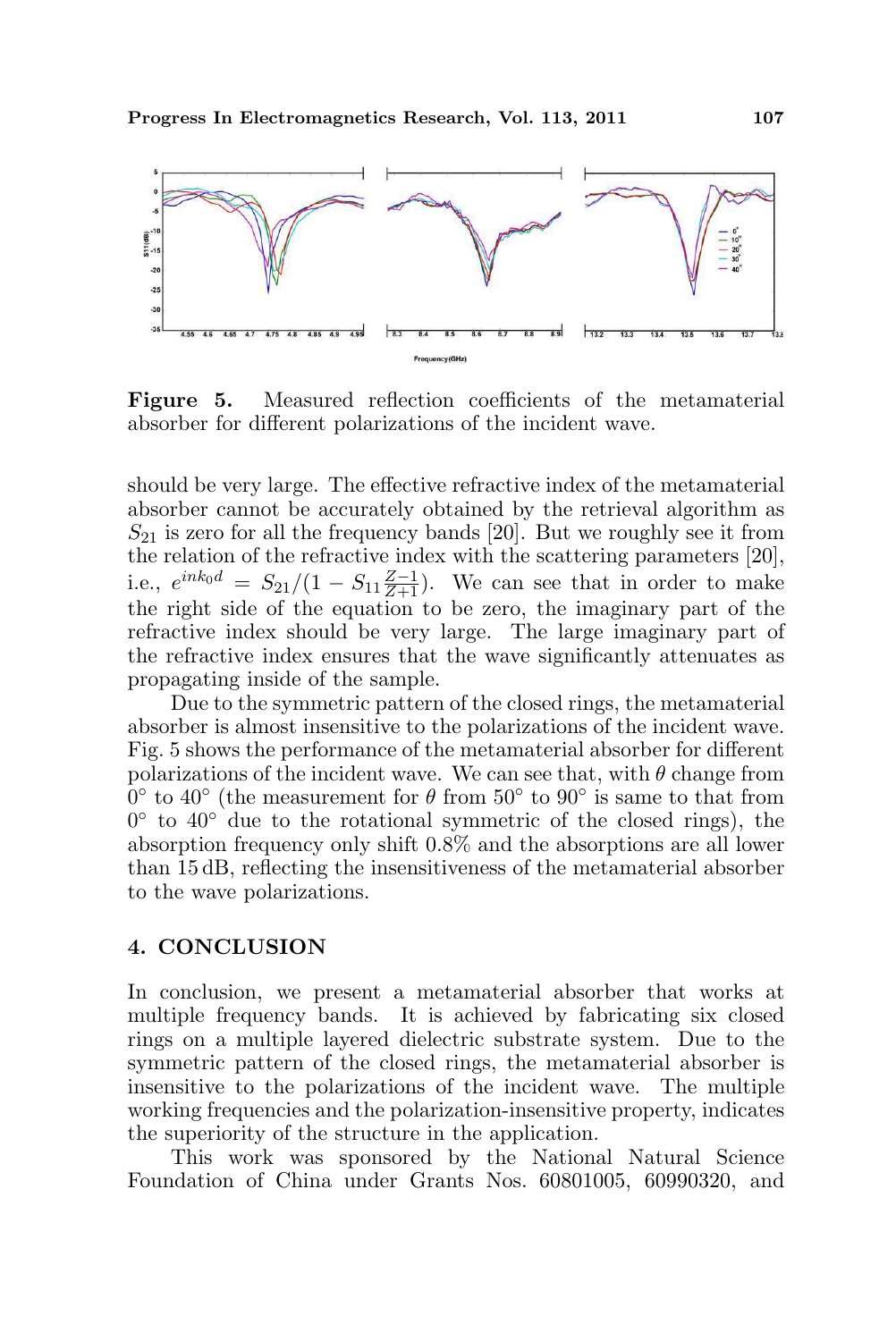**Figure 5.** Measured reflection coefficients of the metamaterial absorber for different polarizations of the incident wave.

should be very large. The effective refractive index of the metamaterial absorber cannot be accurately obtained by the retrieval algorithm as $S_{21}$ is zero for all the frequency bands [20]. But we roughly see it from the relation of the refractive index with the scattering parameters [20], i.e., $e^{ink_0d} = S_{21}/(1 - S_{11}\frac{Z-1}{Z+1})$. We can see that in order to make the right side of the equation to be zero, the imaginary part of the refractive index should be very large. The large imaginary part of the refractive index ensures that the wave significantly attenuates as propagating inside of the sample.

Due to the symmetric pattern of the closed rings, the metamaterial absorber is almost insensitive to the polarizations of the incident wave. Fig. 5 shows the performance of the metamaterial absorber for different polarizations of the incident wave. We can see that, with $\theta$ change from $0°$ to $40°$ (the measurement for $\theta$ from $50°$ to $90°$ is same to that from $0°$ to $40°$ due to the rotational symmetric of the closed rings), the absorption frequency only shift 0.8% and the absorptions are all lower than 15 dB, reflecting the insensitiveness of the metamaterial absorber to the wave polarizations.

## 4. CONCLUSION

In conclusion, we present a metamaterial absorber that works at multiple frequency bands. It is achieved by fabricating six closed rings on a multiple layered dielectric substrate system. Due to the symmetric pattern of the closed rings, the metamaterial absorber is insensitive to the polarizations of the incident wave. The multiple working frequencies and the polarization-insensitive property, indicates the superiority of the structure in the application.

This work was sponsored by the National Natural Science Foundation of China under Grants Nos. 60801005, 60990320, and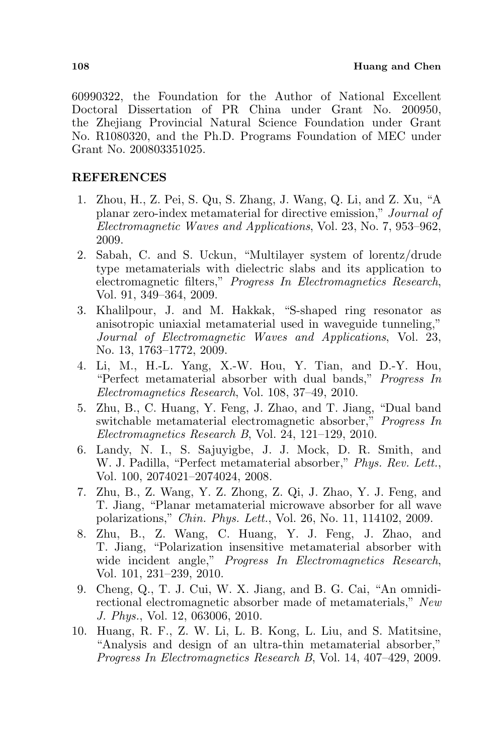60990322, the Foundation for the Author of National Excellent Doctoral Dissertation of PR China under Grant No. 200950, the Zhejiang Provincial Natural Science Foundation under Grant No. R1080320, and the Ph.D. Programs Foundation of MEC under Grant No. 200803351025.

## REFERENCES

1. Zhou, H., Z. Pei, S. Qu, S. Zhang, J. Wang, Q. Li, and Z. Xu, "A planar zero-index metamaterial for directive emission," *Journal of Electromagnetic Waves and Applications*, Vol. 23, No. 7, 953–962, 2009.
2. Sabah, C. and S. Uckun, "Multilayer system of lorentz/drude type metamaterials with dielectric slabs and its application to electromagnetic filters," *Progress In Electromagnetics Research*, Vol. 91, 349–364, 2009.
3. Khalilpour, J. and M. Hakkak, "S-shaped ring resonator as anisotropic uniaxial metamaterial used in waveguide tunneling," *Journal of Electromagnetic Waves and Applications*, Vol. 23, No. 13, 1763–1772, 2009.
4. Li, M., H.-L. Yang, X.-W. Hou, Y. Tian, and D.-Y. Hou, "Perfect metamaterial absorber with dual bands," *Progress In Electromagnetics Research*, Vol. 108, 37–49, 2010.
5. Zhu, B., C. Huang, Y. Feng, J. Zhao, and T. Jiang, "Dual band switchable metamaterial electromagnetic absorber," *Progress In Electromagnetics Research B*, Vol. 24, 121–129, 2010.
6. Landy, N. I., S. Sajuyigbe, J. J. Mock, D. R. Smith, and W. J. Padilla, "Perfect metamaterial absorber," *Phys. Rev. Lett.*, Vol. 100, 2074021–2074024, 2008.
7. Zhu, B., Z. Wang, Y. Z. Zhong, Z. Qi, J. Zhao, Y. J. Feng, and T. Jiang, "Planar metamaterial microwave absorber for all wave polarizations," *Chin. Phys. Lett.*, Vol. 26, No. 11, 114102, 2009.
8. Zhu, B., Z. Wang, C. Huang, Y. J. Feng, J. Zhao, and T. Jiang, "Polarization insensitive metamaterial absorber with wide incident angle," *Progress In Electromagnetics Research*, Vol. 101, 231–239, 2010.
9. Cheng, Q., T. J. Cui, W. X. Jiang, and B. G. Cai, "An omnidirectional electromagnetic absorber made of metamaterials," *New J. Phys.*, Vol. 12, 063006, 2010.
10. Huang, R. F., Z. W. Li, L. B. Kong, L. Liu, and S. Matitsine, "Analysis and design of an ultra-thin metamaterial absorber," *Progress In Electromagnetics Research B*, Vol. 14, 407–429, 2009.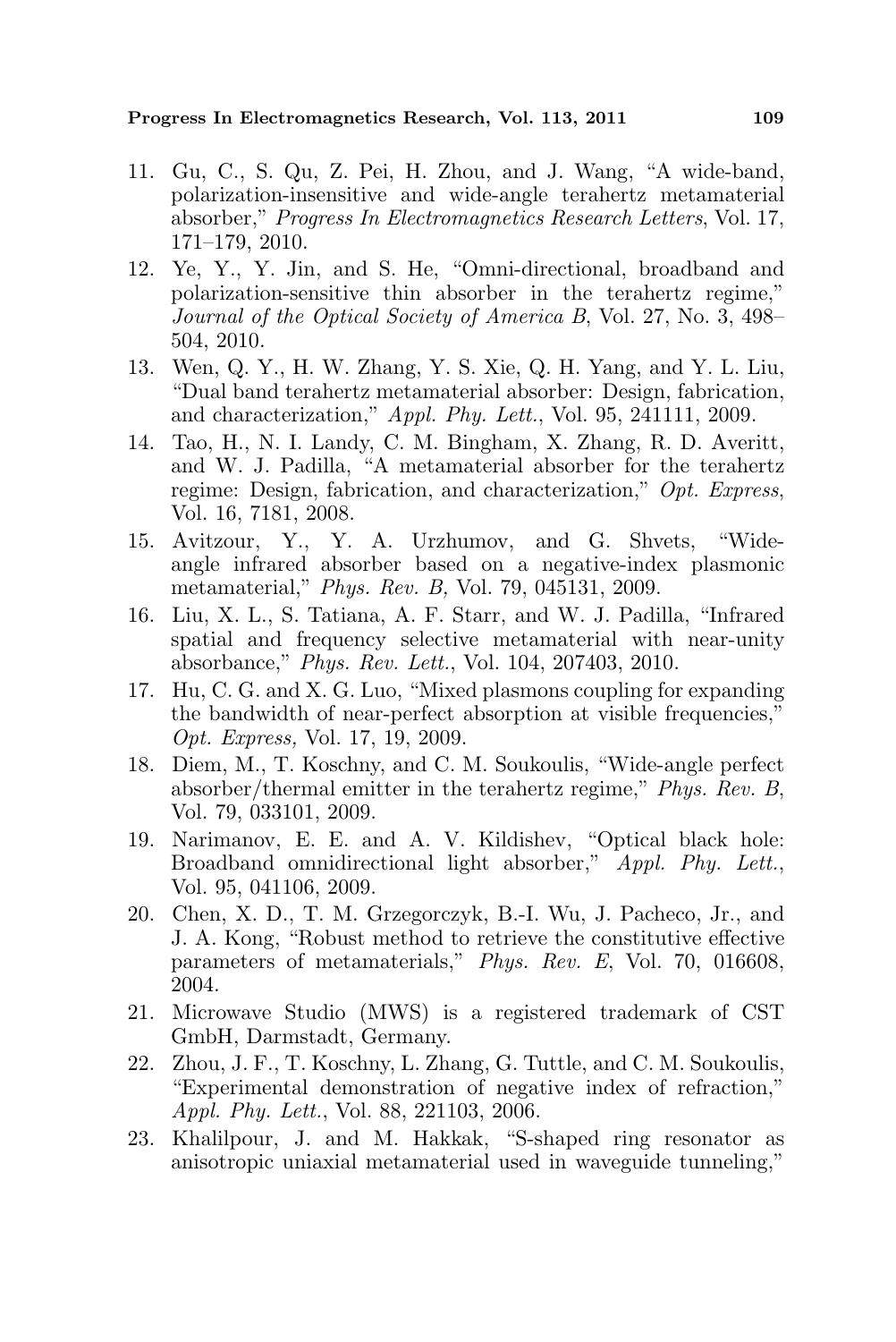11. Gu, C., S. Qu, Z. Pei, H. Zhou, and J. Wang, "A wide-band, polarization-insensitive and wide-angle terahertz metamaterial absorber," *Progress In Electromagnetics Research Letters*, Vol. 17, 171–179, 2010.
12. Ye, Y., Y. Jin, and S. He, "Omni-directional, broadband and polarization-sensitive thin absorber in the terahertz regime," *Journal of the Optical Society of America B*, Vol. 27, No. 3, 498–504, 2010.
13. Wen, Q. Y., H. W. Zhang, Y. S. Xie, Q. H. Yang, and Y. L. Liu, "Dual band terahertz metamaterial absorber: Design, fabrication, and characterization," *Appl. Phy. Lett.*, Vol. 95, 241111, 2009.
14. Tao, H., N. I. Landy, C. M. Bingham, X. Zhang, R. D. Averitt, and W. J. Padilla, "A metamaterial absorber for the terahertz regime: Design, fabrication, and characterization," *Opt. Express*, Vol. 16, 7181, 2008.
15. Avitzour, Y., Y. A. Urzhumov, and G. Shvets, "Wide-angle infrared absorber based on a negative-index plasmonic metamaterial," *Phys. Rev. B,* Vol. 79, 045131, 2009.
16. Liu, X. L., S. Tatiana, A. F. Starr, and W. J. Padilla, "Infrared spatial and frequency selective metamaterial with near-unity absorbance," *Phys. Rev. Lett.*, Vol. 104, 207403, 2010.
17. Hu, C. G. and X. G. Luo, "Mixed plasmons coupling for expanding the bandwidth of near-perfect absorption at visible frequencies," *Opt. Express,* Vol. 17, 19, 2009.
18. Diem, M., T. Koschny, and C. M. Soukoulis, "Wide-angle perfect absorber/thermal emitter in the terahertz regime," *Phys. Rev. B*, Vol. 79, 033101, 2009.
19. Narimanov, E. E. and A. V. Kildishev, "Optical black hole: Broadband omnidirectional light absorber," *Appl. Phy. Lett.*, Vol. 95, 041106, 2009.
20. Chen, X. D., T. M. Grzegorczyk, B.-I. Wu, J. Pacheco, Jr., and J. A. Kong, "Robust method to retrieve the constitutive effective parameters of metamaterials," *Phys. Rev. E*, Vol. 70, 016608, 2004.
21. Microwave Studio (MWS) is a registered trademark of CST GmbH, Darmstadt, Germany.
22. Zhou, J. F., T. Koschny, L. Zhang, G. Tuttle, and C. M. Soukoulis, "Experimental demonstration of negative index of refraction," *Appl. Phy. Lett.*, Vol. 88, 221103, 2006.
23. Khalilpour, J. and M. Hakkak, "S-shaped ring resonator as anisotropic uniaxial metamaterial used in waveguide tunneling,"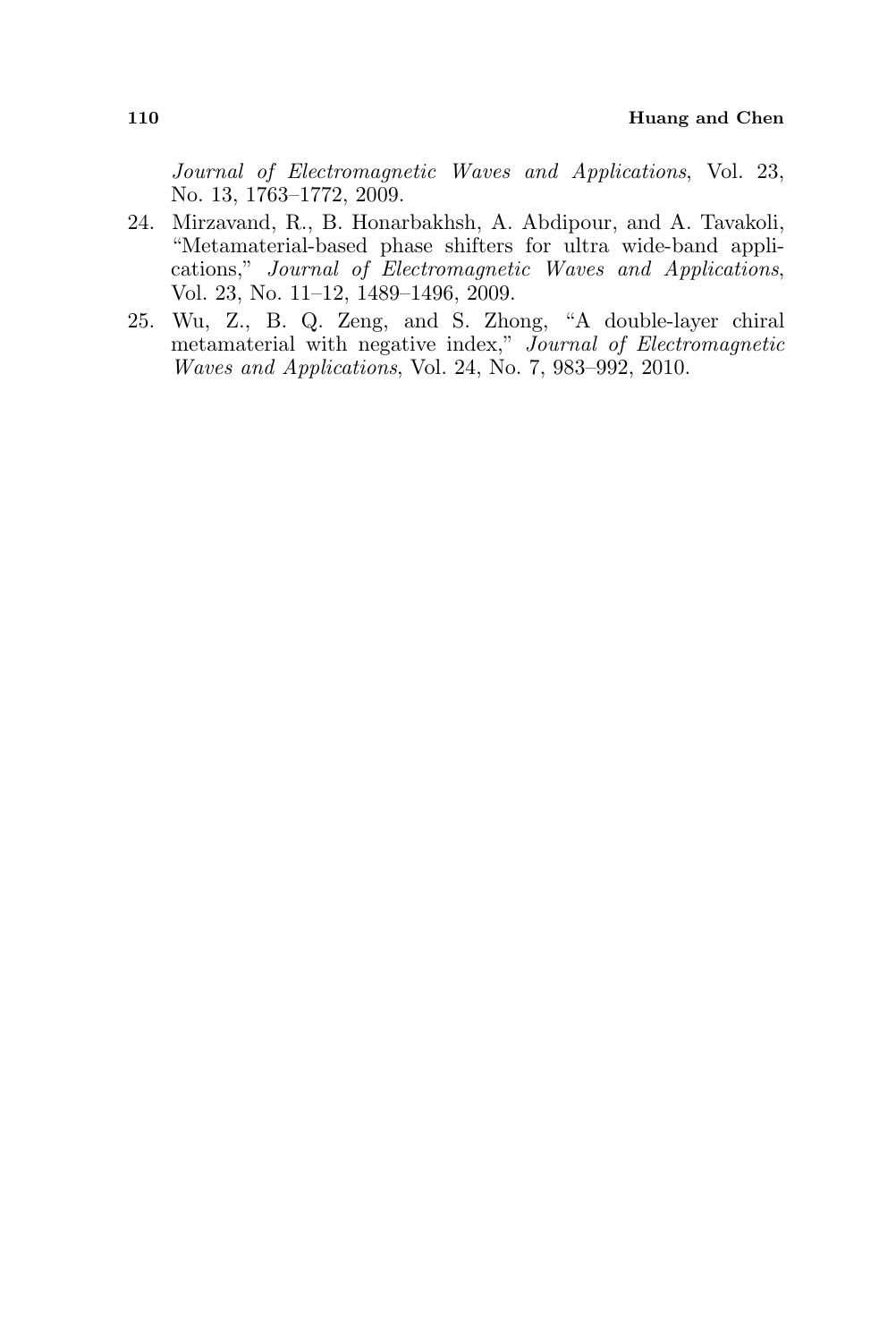*Journal of Electromagnetic Waves and Applications*, Vol. 23, No. 13, 1763–1772, 2009.

24. Mirzavand, R., B. Honarbakhsh, A. Abdipour, and A. Tavakoli, "Metamaterial-based phase shifters for ultra wide-band applications," *Journal of Electromagnetic Waves and Applications*, Vol. 23, No. 11–12, 1489–1496, 2009.
25. Wu, Z., B. Q. Zeng, and S. Zhong, "A double-layer chiral metamaterial with negative index," *Journal of Electromagnetic Waves and Applications*, Vol. 24, No. 7, 983–992, 2010.